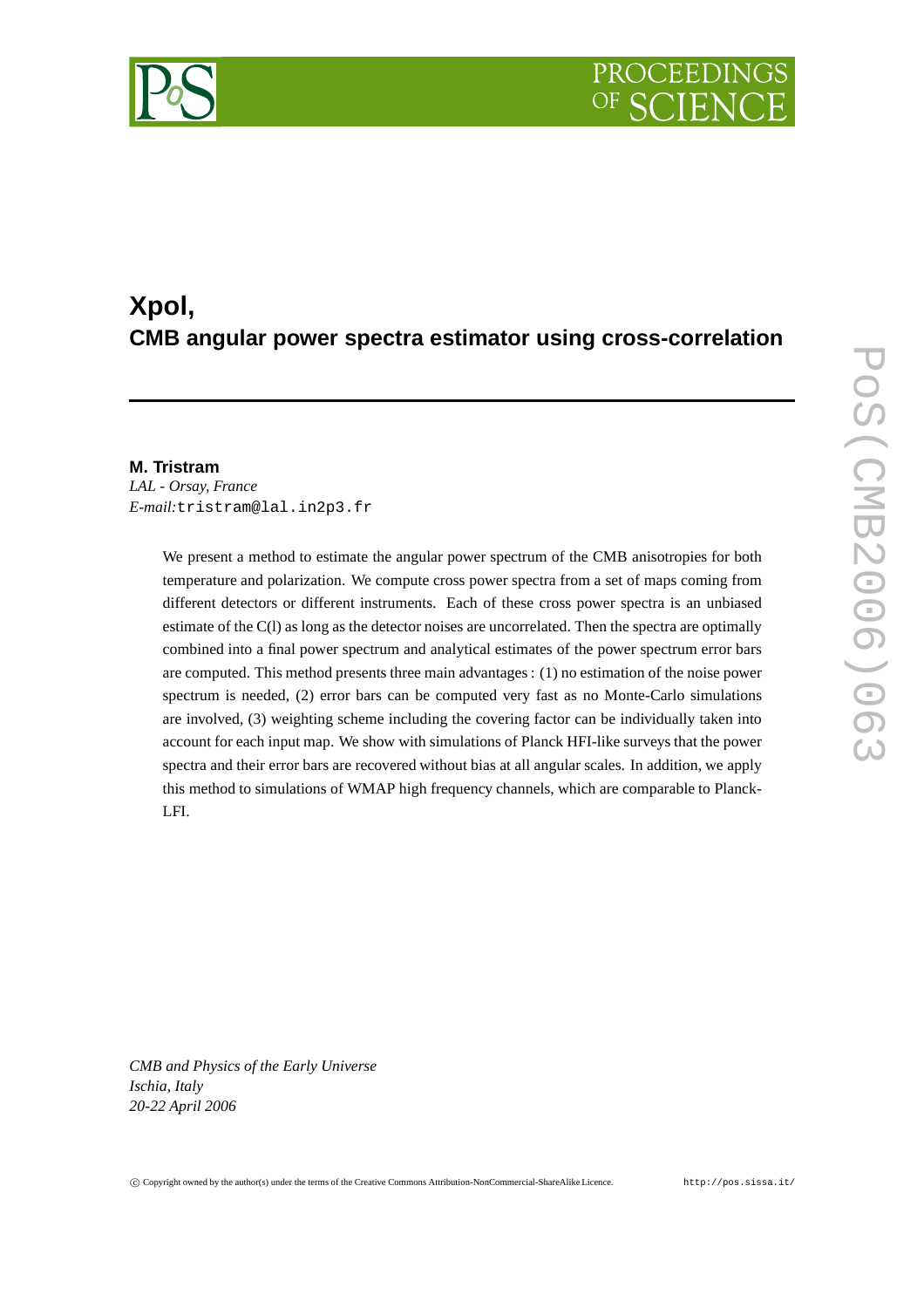# Xpol,

## CMB angular power spectra estimator using cross-correlation

**M. Tristram**

*LAL - Orsay, France*

*E-mail:* tristram@lal.in2p3.fr

We present a method to estimate the angular power spectrum of the CMB anisotropies for both temperature and polarization. We compute cross power spectra from a set of maps coming from different detectors or different instruments. Each of these cross power spectra is an unbiased estimate of the C(l) as long as the detector noises are uncorrelated. Then the spectra are optimally combined into a final power spectrum and analytical estimates of the power spectrum error bars are computed. This method presents three main advantages : (1) no estimation of the noise power spectrum is needed, (2) error bars can be computed very fast as no Monte-Carlo simulations are involved, (3) weighting scheme including the covering factor can be individually taken into account for each input map. We show with simulations of Planck HFI-like surveys that the power spectra and their error bars are recovered without bias at all angular scales. In addition, we apply this method to simulations of WMAP high frequency channels, which are comparable to Planck-LFI.

*CMB and Physics of the Early Universe*
*Ischia, Italy*
*20-22 April 2006*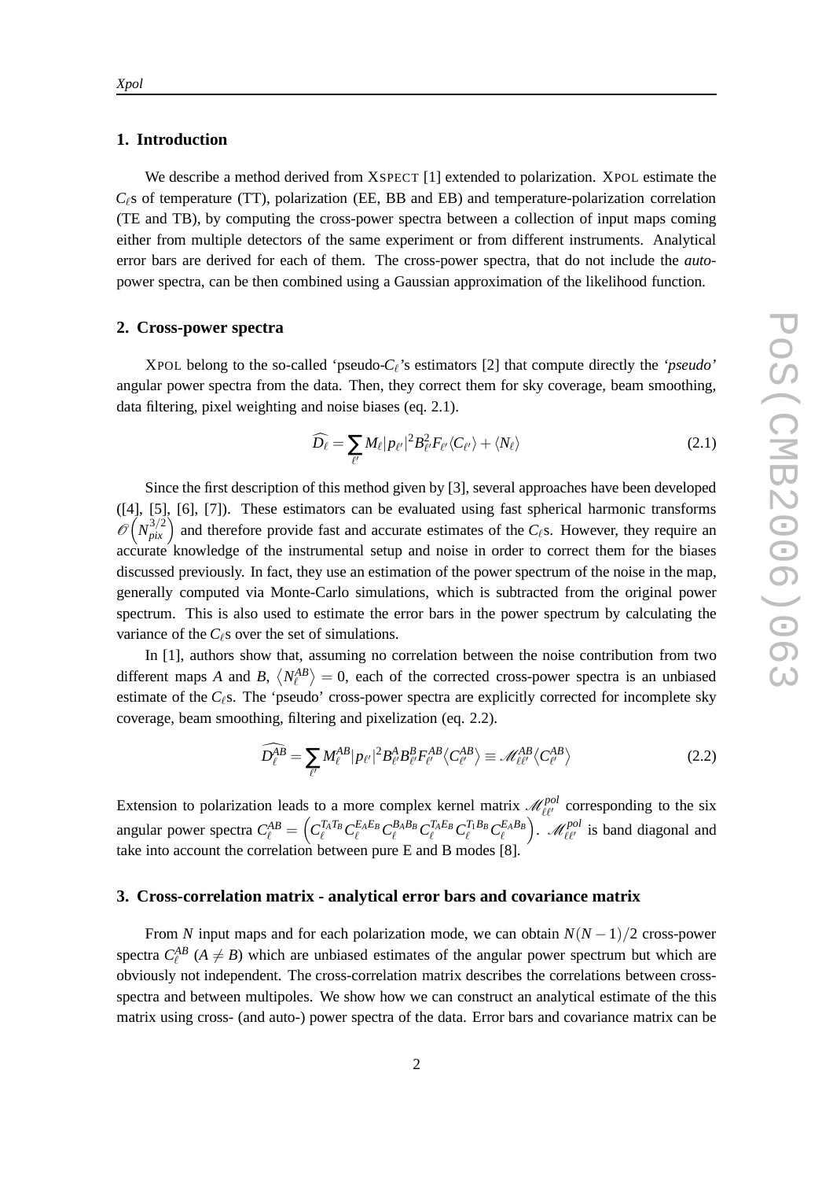## 1. Introduction

We describe a method derived from XSPECT [1] extended to polarization. XPOL estimate the $C_\ell$s of temperature (TT), polarization (EE, BB and EB) and temperature-polarization correlation (TE and TB), by computing the cross-power spectra between a collection of input maps coming either from multiple detectors of the same experiment or from different instruments. Analytical error bars are derived for each of them. The cross-power spectra, that do not include the *auto*-power spectra, can be then combined using a Gaussian approximation of the likelihood function.

## 2. Cross-power spectra

XPOL belong to the so-called 'pseudo-$C_\ell$'s estimators [2] that compute directly the *'pseudo'* angular power spectra from the data. Then, they correct them for sky coverage, beam smoothing, data filtering, pixel weighting and noise biases (eq. 2.1).

$$\widehat{D_\ell} = \sum_{\ell'} M_\ell |p_{\ell'}|^2 B_{\ell'}^2 F_{\ell'} \langle C_{\ell'} \rangle + \langle N_\ell \rangle \tag{2.1}$$

Since the first description of this method given by [3], several approaches have been developed ([4], [5], [6], [7]). These estimators can be evaluated using fast spherical harmonic transforms $\mathscr{O}\left(N_{pix}^{3/2}\right)$ and therefore provide fast and accurate estimates of the $C_\ell$s. However, they require an accurate knowledge of the instrumental setup and noise in order to correct them for the biases discussed previously. In fact, they use an estimation of the power spectrum of the noise in the map, generally computed via Monte-Carlo simulations, which is subtracted from the original power spectrum. This is also used to estimate the error bars in the power spectrum by calculating the variance of the $C_\ell$s over the set of simulations.

In [1], authors show that, assuming no correlation between the noise contribution from two different maps $A$ and $B$, $\langle N_\ell^{AB} \rangle = 0$, each of the corrected cross-power spectra is an unbiased estimate of the $C_\ell$s. The 'pseudo' cross-power spectra are explicitly corrected for incomplete sky coverage, beam smoothing, filtering and pixelization (eq. 2.2).

$$\widehat{D_\ell^{AB}} = \sum_{\ell'} M_\ell^{AB} |p_{\ell'}|^2 B_{\ell'}^A B_{\ell'}^B F_{\ell'}^{AB} \langle C_{\ell'}^{AB} \rangle \equiv \mathscr{M}_{\ell\ell'}^{AB} \langle C_{\ell'}^{AB} \rangle \tag{2.2}$$

Extension to polarization leads to a more complex kernel matrix $\mathscr{M}_{\ell\ell'}^{pol}$ corresponding to the six angular power spectra $C_\ell^{AB} = \left( C_\ell^{T_A T_B} C_\ell^{E_A E_B} C_\ell^{B_A B_B} C_\ell^{T_A E_B} C_\ell^{T_1 B_B} C_\ell^{E_A B_B} \right)$. $\mathscr{M}_{\ell\ell'}^{pol}$ is band diagonal and take into account the correlation between pure E and B modes [8].

## 3. Cross-correlation matrix - analytical error bars and covariance matrix

From $N$ input maps and for each polarization mode, we can obtain $N(N-1)/2$ cross-power spectra $C_\ell^{AB}$ ($A \neq B$) which are unbiased estimates of the angular power spectrum but which are obviously not independent. The cross-correlation matrix describes the correlations between cross-spectra and between multipoles. We show how we can construct an analytical estimate of the this matrix using cross- (and auto-) power spectra of the data. Error bars and covariance matrix can be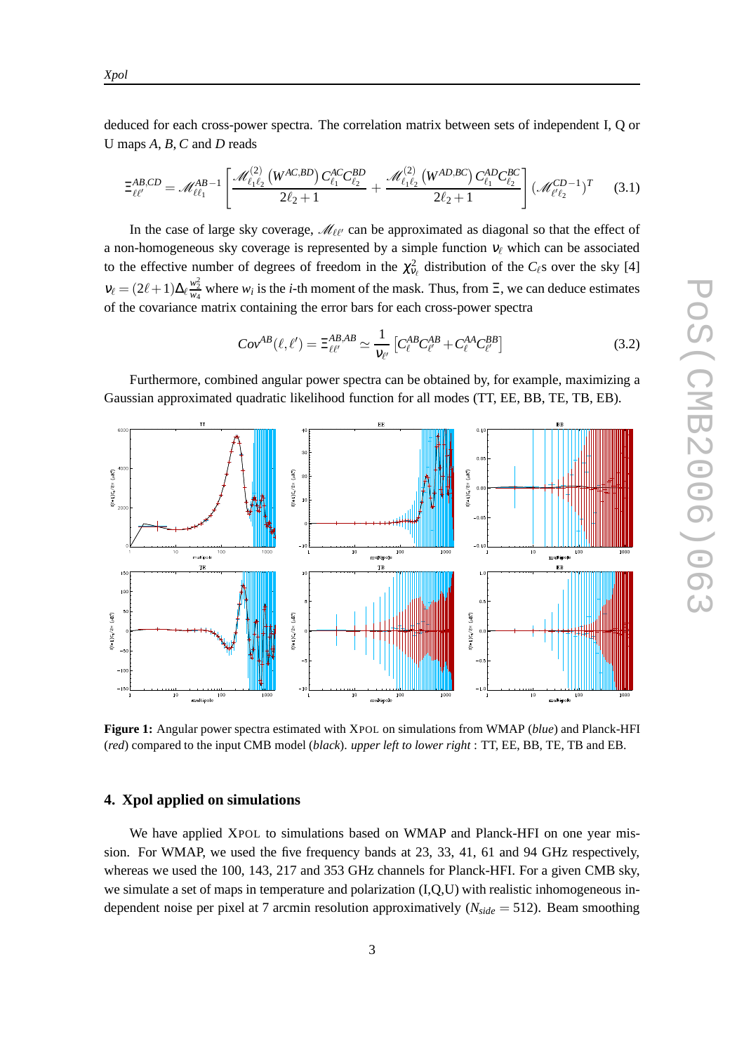deduced for each cross-power spectra. The correlation matrix between sets of independent I, Q or U maps $A, B, C$ and $D$ reads

$$\Xi^{AB,CD}_{\ell\ell'} = \mathscr{M}^{AB-1}_{\ell\ell_1} \left[ \frac{\mathscr{M}^{(2)}_{\ell_1\ell_2}\left(W^{AC,BD}\right) C^{AC}_{\ell_1} C^{BD}_{\ell_2}}{2\ell_2+1} + \frac{\mathscr{M}^{(2)}_{\ell_1\ell_2}\left(W^{AD,BC}\right) C^{AD}_{\ell_1} C^{BC}_{\ell_2}}{2\ell_2+1} \right] \left(\mathscr{M}^{CD-1}_{\ell'\ell_2}\right)^T \tag{3.1}$$

In the case of large sky coverage, $\mathscr{M}_{\ell\ell'}$ can be approximated as diagonal so that the effect of a non-homogeneous sky coverage is represented by a simple function $\nu_\ell$ which can be associated to the effective number of degrees of freedom in the $\chi^2_{\nu_\ell}$ distribution of the $C_\ell$s over the sky [4] $\nu_\ell = (2\ell+1)\Delta_\ell \frac{w_2^2}{w_4}$ where $w_i$ is the $i$-th moment of the mask. Thus, from $\Xi$, we can deduce estimates of the covariance matrix containing the error bars for each cross-power spectra

$$Cov^{AB}(\ell,\ell') = \Xi^{AB,AB}_{\ell\ell'} \simeq \frac{1}{\nu_{\ell'}} \left[ C^{AB}_{\ell} C^{AB}_{\ell'} + C^{AA}_{\ell} C^{BB}_{\ell'} \right] \tag{3.2}$$

Furthermore, combined angular power spectra can be obtained by, for example, maximizing a Gaussian approximated quadratic likelihood function for all modes (TT, EE, BB, TE, TB, EB).

**Figure 1:** Angular power spectra estimated with XPOL on simulations from WMAP (*blue*) and Planck-HFI (*red*) compared to the input CMB model (*black*). *upper left to lower right* : TT, EE, BB, TE, TB and EB.

## 4. Xpol applied on simulations

We have applied XPOL to simulations based on WMAP and Planck-HFI on one year mission. For WMAP, we used the five frequency bands at 23, 33, 41, 61 and 94 GHz respectively, whereas we used the 100, 143, 217 and 353 GHz channels for Planck-HFI. For a given CMB sky, we simulate a set of maps in temperature and polarization (I,Q,U) with realistic inhomogeneous independent noise per pixel at 7 arcmin resolution approximatively ($N_{side} = 512$). Beam smoothing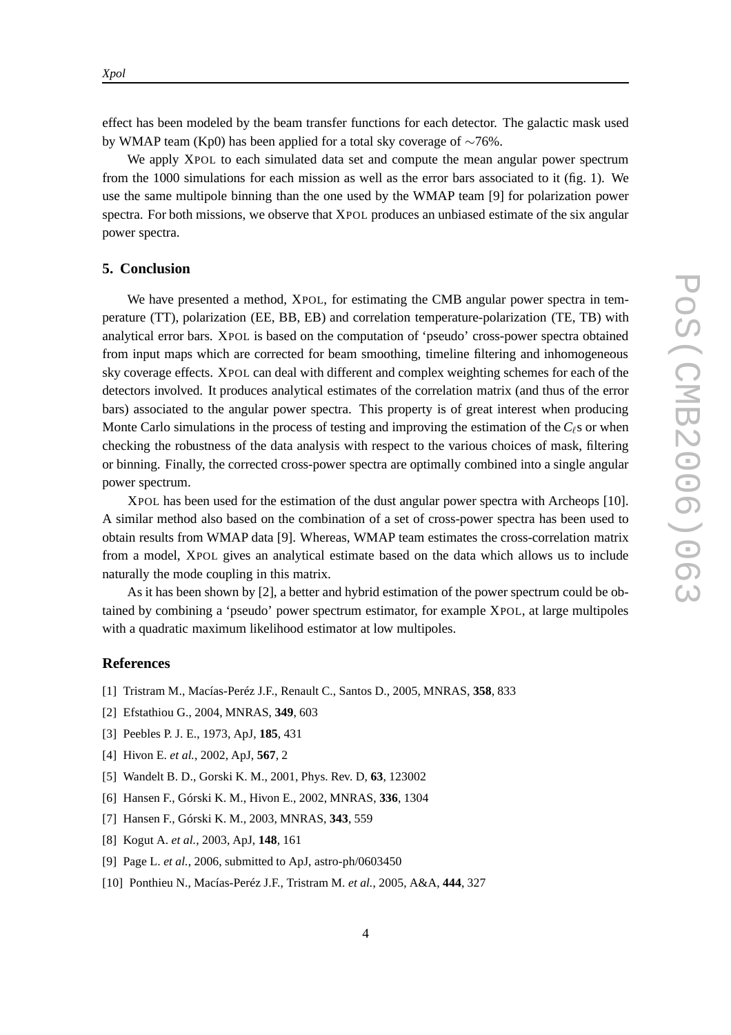effect has been modeled by the beam transfer functions for each detector. The galactic mask used by WMAP team (Kp0) has been applied for a total sky coverage of $\sim$76%.

We apply XPOL to each simulated data set and compute the mean angular power spectrum from the 1000 simulations for each mission as well as the error bars associated to it (fig. 1). We use the same multipole binning than the one used by the WMAP team [9] for polarization power spectra. For both missions, we observe that XPOL produces an unbiased estimate of the six angular power spectra.

## 5. Conclusion

We have presented a method, XPOL, for estimating the CMB angular power spectra in temperature (TT), polarization (EE, BB, EB) and correlation temperature-polarization (TE, TB) with analytical error bars. XPOL is based on the computation of 'pseudo' cross-power spectra obtained from input maps which are corrected for beam smoothing, timeline filtering and inhomogeneous sky coverage effects. XPOL can deal with different and complex weighting schemes for each of the detectors involved. It produces analytical estimates of the correlation matrix (and thus of the error bars) associated to the angular power spectra. This property is of great interest when producing Monte Carlo simulations in the process of testing and improving the estimation of the $C_\ell$s or when checking the robustness of the data analysis with respect to the various choices of mask, filtering or binning. Finally, the corrected cross-power spectra are optimally combined into a single angular power spectrum.

XPOL has been used for the estimation of the dust angular power spectra with Archeops [10]. A similar method also based on the combination of a set of cross-power spectra has been used to obtain results from WMAP data [9]. Whereas, WMAP team estimates the cross-correlation matrix from a model, XPOL gives an analytical estimate based on the data which allows us to include naturally the mode coupling in this matrix.

As it has been shown by [2], a better and hybrid estimation of the power spectrum could be obtained by combining a 'pseudo' power spectrum estimator, for example XPOL, at large multipoles with a quadratic maximum likelihood estimator at low multipoles.

## References

[1] Tristram M., Macías-Peréz J.F., Renault C., Santos D., 2005, MNRAS, **358**, 833

[2] Efstathiou G., 2004, MNRAS, **349**, 603

[3] Peebles P. J. E., 1973, ApJ, **185**, 431

[4] Hivon E. *et al.*, 2002, ApJ, **567**, 2

[5] Wandelt B. D., Gorski K. M., 2001, Phys. Rev. D, **63**, 123002

[6] Hansen F., Górski K. M., Hivon E., 2002, MNRAS, **336**, 1304

[7] Hansen F., Górski K. M., 2003, MNRAS, **343**, 559

[8] Kogut A. *et al.*, 2003, ApJ, **148**, 161

[9] Page L. *et al.*, 2006, submitted to ApJ, astro-ph/0603450

[10] Ponthieu N., Macías-Peréz J.F., Tristram M. *et al.*, 2005, A&A, **444**, 327